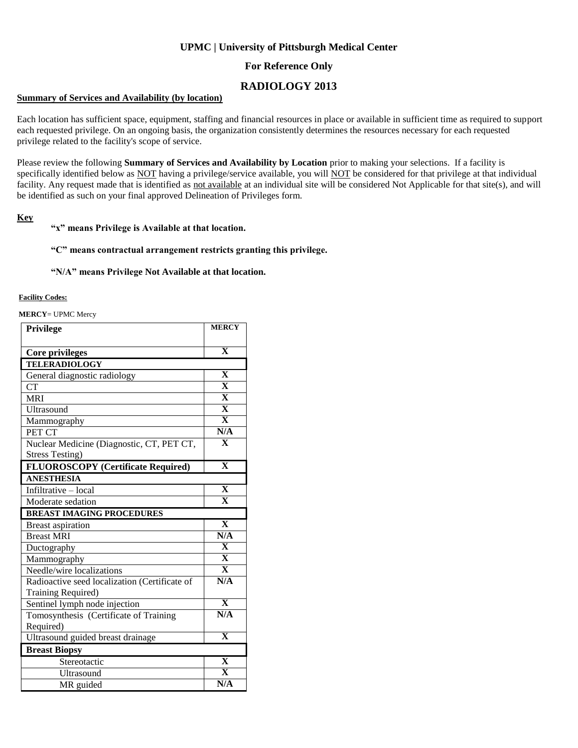**UPMC | University of Pittsburgh Medical Center**

**For Reference Only**

## RADIOLOGY 2013

**Summary of Services and Availability (by location)**

Each location has sufficient space, equipment, staffing and financial resources in place or available in sufficient time as required to support each requested privilege. On an ongoing basis, the organization consistently determines the resources necessary for each requested privilege related to the facility's scope of service.

Please review the following **Summary of Services and Availability by Location** prior to making your selections. If a facility is specifically identified below as NOT having a privilege/service available, you will NOT be considered for that privilege at that individual facility. Any request made that is identified as not available at an individual site will be considered Not Applicable for that site(s), and will be identified as such on your final approved Delineation of Privileges form.

**Key**

**"x" means Privilege is Available at that location.**

**"C" means contractual arrangement restricts granting this privilege.**

**"N/A" means Privilege Not Available at that location.**

**Facility Codes:**

**MERCY**= UPMC Mercy

| Privilege | MERCY |
|---|---|
| **Core privileges** | **X** |
| **TELERADIOLOGY** | |
| General diagnostic radiology | **X** |
| CT | **X** |
| MRI | **X** |
| Ultrasound | **X** |
| Mammography | **X** |
| PET CT | **N/A** |
| Nuclear Medicine (Diagnostic, CT, PET CT, Stress Testing) | **X** |
| **FLUOROSCOPY (Certificate Required)** | **X** |
| **ANESTHESIA** | |
| Infiltrative – local | **X** |
| Moderate sedation | **X** |
| **BREAST IMAGING PROCEDURES** | |
| Breast aspiration | **X** |
| Breast MRI | **N/A** |
| Ductography | **X** |
| Mammography | **X** |
| Needle/wire localizations | **X** |
| Radioactive seed localization (Certificate of Training Required) | **N/A** |
| Sentinel lymph node injection | **X** |
| Tomosynthesis (Certificate of Training Required) | **N/A** |
| Ultrasound guided breast drainage | **X** |
| **Breast Biopsy** | |
| Stereotactic | **X** |
| Ultrasound | **X** |
| MR guided | **N/A** |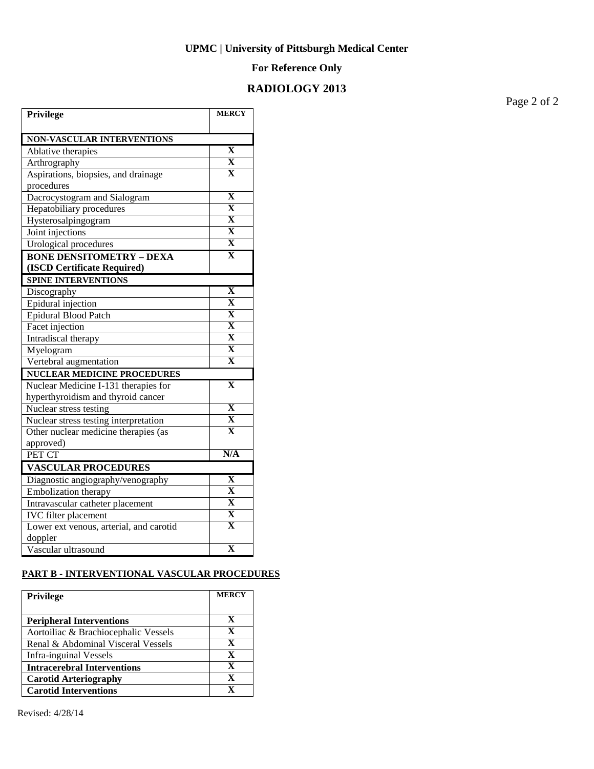**UPMC | University of Pittsburgh Medical Center**

**For Reference Only**

## RADIOLOGY 2013

| Privilege | MERCY |
|---|---|
| **NON-VASCULAR INTERVENTIONS** | |
| Ablative therapies | X |
| Arthrography | X |
| Aspirations, biopsies, and drainage procedures | X |
| Dacrocystogram and Sialogram | X |
| Hepatobiliary procedures | X |
| Hysterosalpingogram | X |
| Joint injections | X |
| Urological procedures | X |
| **BONE DENSITOMETRY – DEXA (ISCD Certificate Required)** | X |
| **SPINE INTERVENTIONS** | |
| Discography | X |
| Epidural injection | X |
| Epidural Blood Patch | X |
| Facet injection | X |
| Intradiscal therapy | X |
| Myelogram | X |
| Vertebral augmentation | X |
| **NUCLEAR MEDICINE PROCEDURES** | |
| Nuclear Medicine I-131 therapies for hyperthyroidism and thyroid cancer | X |
| Nuclear stress testing | X |
| Nuclear stress testing interpretation | X |
| Other nuclear medicine therapies (as approved) | X |
| PET CT | N/A |
| **VASCULAR PROCEDURES** | |
| Diagnostic angiography/venography | X |
| Embolization therapy | X |
| Intravascular catheter placement | X |
| IVC filter placement | X |
| Lower ext venous, arterial, and carotid doppler | X |
| Vascular ultrasound | X |

**PART B - INTERVENTIONAL VASCULAR PROCEDURES**

| Privilege | MERCY |
|---|---|
| **Peripheral Interventions** | X |
| Aortoiliac & Brachiocephalic Vessels | X |
| Renal & Abdominal Visceral Vessels | X |
| Infra-inguinal Vessels | X |
| **Intracerebral Interventions** | X |
| **Carotid Arteriography** | X |
| **Carotid Interventions** | X |

Revised: 4/28/14